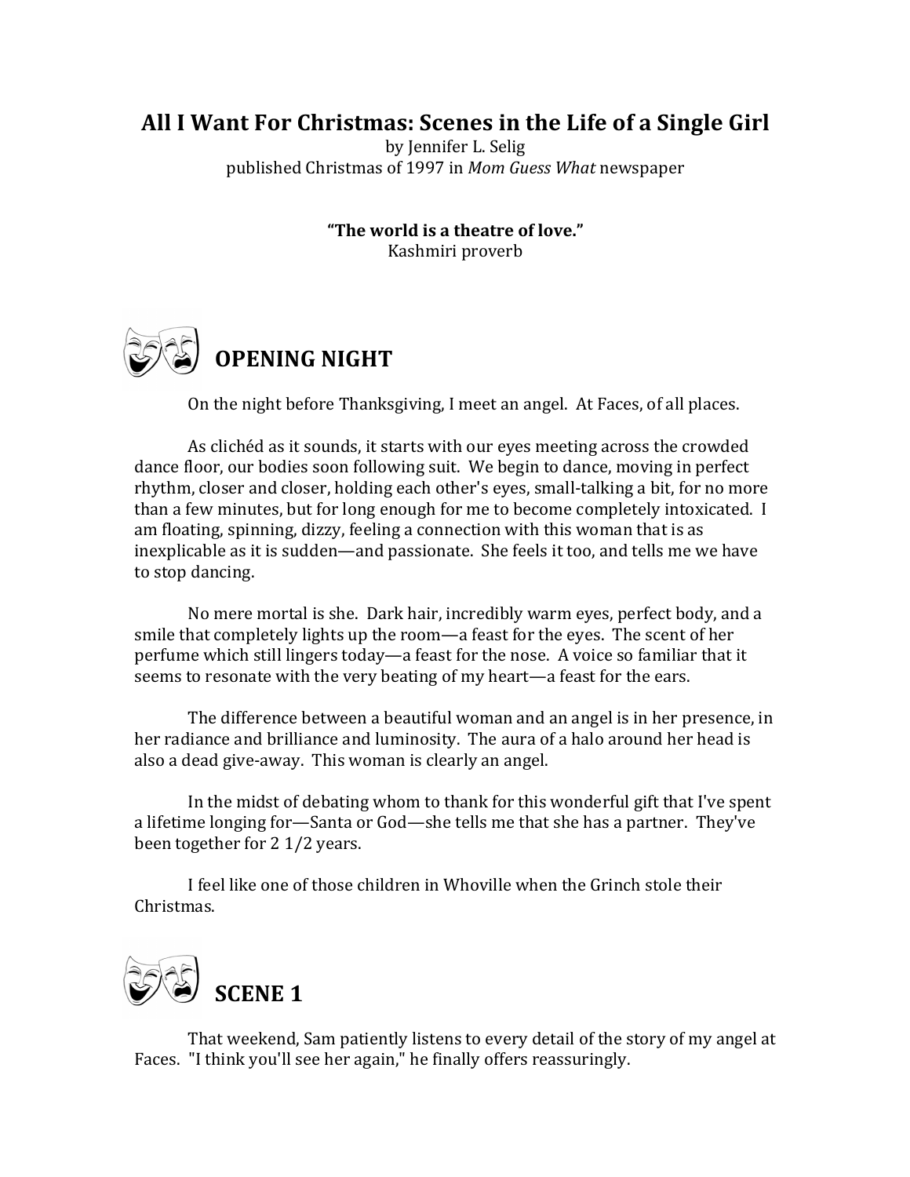# All I Want For Christmas: Scenes in the Life of a Single Girl

by Jennifer L. Selig
published Christmas of 1997 in *Mom Guess What* newspaper

**"The world is a theatre of love."**
Kashmiri proverb

## OPENING NIGHT

On the night before Thanksgiving, I meet an angel. At Faces, of all places.

As clichéd as it sounds, it starts with our eyes meeting across the crowded dance floor, our bodies soon following suit. We begin to dance, moving in perfect rhythm, closer and closer, holding each other's eyes, small-talking a bit, for no more than a few minutes, but for long enough for me to become completely intoxicated. I am floating, spinning, dizzy, feeling a connection with this woman that is as inexplicable as it is sudden—and passionate. She feels it too, and tells me we have to stop dancing.

No mere mortal is she. Dark hair, incredibly warm eyes, perfect body, and a smile that completely lights up the room—a feast for the eyes. The scent of her perfume which still lingers today—a feast for the nose. A voice so familiar that it seems to resonate with the very beating of my heart—a feast for the ears.

The difference between a beautiful woman and an angel is in her presence, in her radiance and brilliance and luminosity. The aura of a halo around her head is also a dead give-away. This woman is clearly an angel.

In the midst of debating whom to thank for this wonderful gift that I've spent a lifetime longing for—Santa or God—she tells me that she has a partner. They've been together for 2 1/2 years.

I feel like one of those children in Whoville when the Grinch stole their Christmas.

## SCENE 1

That weekend, Sam patiently listens to every detail of the story of my angel at Faces. "I think you'll see her again," he finally offers reassuringly.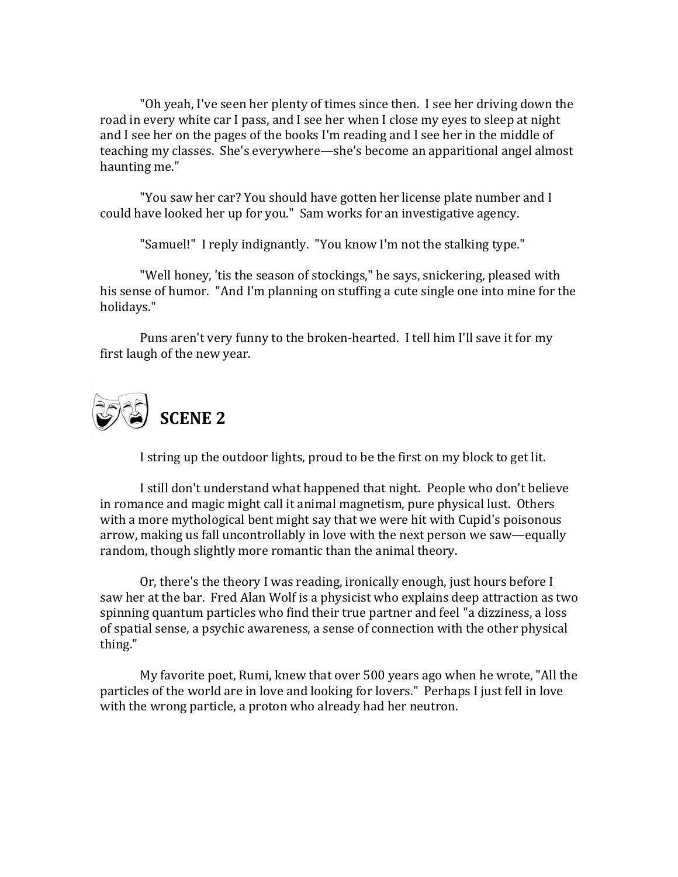"Oh yeah, I've seen her plenty of times since then. I see her driving down the road in every white car I pass, and I see her when I close my eyes to sleep at night and I see her on the pages of the books I'm reading and I see her in the middle of teaching my classes. She's everywhere—she's become an apparitional angel almost haunting me."

"You saw her car? You should have gotten her license plate number and I could have looked her up for you." Sam works for an investigative agency.

"Samuel!" I reply indignantly. "You know I'm not the stalking type."

"Well honey, 'tis the season of stockings," he says, snickering, pleased with his sense of humor. "And I'm planning on stuffing a cute single one into mine for the holidays."

Puns aren't very funny to the broken-hearted. I tell him I'll save it for my first laugh of the new year.

## SCENE 2

I string up the outdoor lights, proud to be the first on my block to get lit.

I still don't understand what happened that night. People who don't believe in romance and magic might call it animal magnetism, pure physical lust. Others with a more mythological bent might say that we were hit with Cupid's poisonous arrow, making us fall uncontrollably in love with the next person we saw—equally random, though slightly more romantic than the animal theory.

Or, there's the theory I was reading, ironically enough, just hours before I saw her at the bar. Fred Alan Wolf is a physicist who explains deep attraction as two spinning quantum particles who find their true partner and feel "a dizziness, a loss of spatial sense, a psychic awareness, a sense of connection with the other physical thing."

My favorite poet, Rumi, knew that over 500 years ago when he wrote, "All the particles of the world are in love and looking for lovers." Perhaps I just fell in love with the wrong particle, a proton who already had her neutron.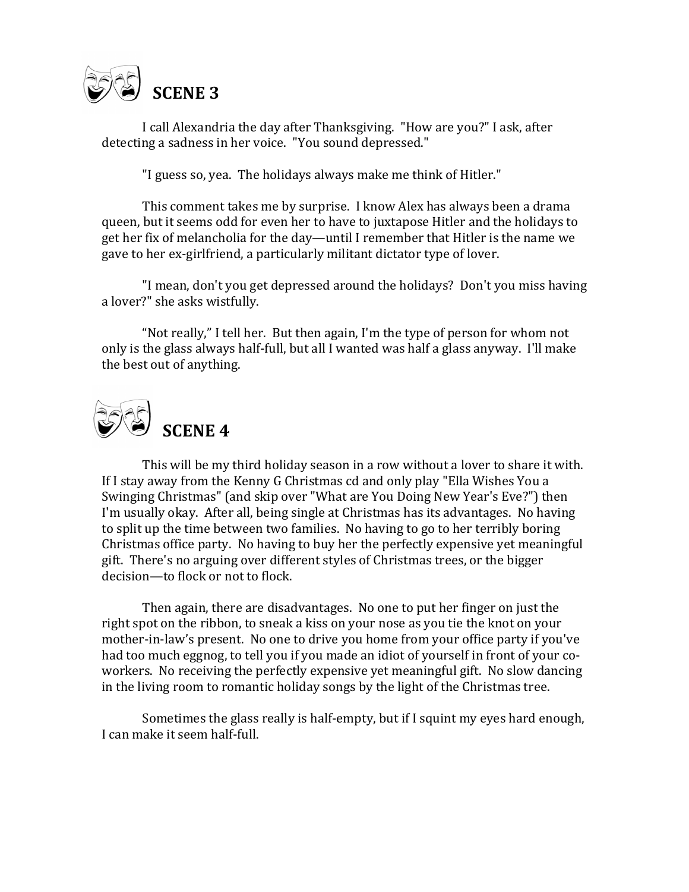## SCENE 3

I call Alexandria the day after Thanksgiving. "How are you?" I ask, after detecting a sadness in her voice. "You sound depressed."

"I guess so, yea. The holidays always make me think of Hitler."

This comment takes me by surprise. I know Alex has always been a drama queen, but it seems odd for even her to have to juxtapose Hitler and the holidays to get her fix of melancholia for the day—until I remember that Hitler is the name we gave to her ex-girlfriend, a particularly militant dictator type of lover.

"I mean, don't you get depressed around the holidays? Don't you miss having a lover?" she asks wistfully.

"Not really," I tell her. But then again, I'm the type of person for whom not only is the glass always half-full, but all I wanted was half a glass anyway. I'll make the best out of anything.

## SCENE 4

This will be my third holiday season in a row without a lover to share it with. If I stay away from the Kenny G Christmas cd and only play "Ella Wishes You a Swinging Christmas" (and skip over "What are You Doing New Year's Eve?") then I'm usually okay. After all, being single at Christmas has its advantages. No having to split up the time between two families. No having to go to her terribly boring Christmas office party. No having to buy her the perfectly expensive yet meaningful gift. There's no arguing over different styles of Christmas trees, or the bigger decision—to flock or not to flock.

Then again, there are disadvantages. No one to put her finger on just the right spot on the ribbon, to sneak a kiss on your nose as you tie the knot on your mother-in-law's present. No one to drive you home from your office party if you've had too much eggnog, to tell you if you made an idiot of yourself in front of your co-workers. No receiving the perfectly expensive yet meaningful gift. No slow dancing in the living room to romantic holiday songs by the light of the Christmas tree.

Sometimes the glass really is half-empty, but if I squint my eyes hard enough, I can make it seem half-full.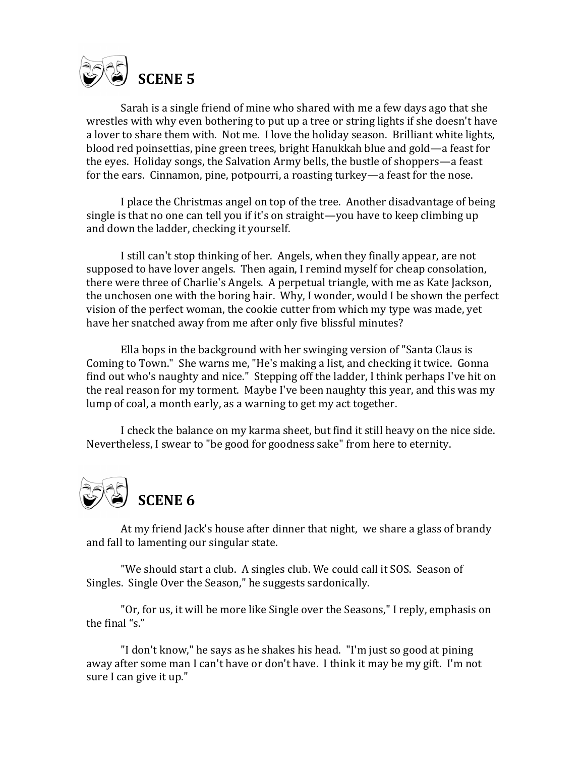## SCENE 5

Sarah is a single friend of mine who shared with me a few days ago that she wrestles with why even bothering to put up a tree or string lights if she doesn't have a lover to share them with. Not me. I love the holiday season. Brilliant white lights, blood red poinsettias, pine green trees, bright Hanukkah blue and gold—a feast for the eyes. Holiday songs, the Salvation Army bells, the bustle of shoppers—a feast for the ears. Cinnamon, pine, potpourri, a roasting turkey—a feast for the nose.

I place the Christmas angel on top of the tree. Another disadvantage of being single is that no one can tell you if it's on straight—you have to keep climbing up and down the ladder, checking it yourself.

I still can't stop thinking of her. Angels, when they finally appear, are not supposed to have lover angels. Then again, I remind myself for cheap consolation, there were three of Charlie's Angels. A perpetual triangle, with me as Kate Jackson, the unchosen one with the boring hair. Why, I wonder, would I be shown the perfect vision of the perfect woman, the cookie cutter from which my type was made, yet have her snatched away from me after only five blissful minutes?

Ella bops in the background with her swinging version of "Santa Claus is Coming to Town." She warns me, "He's making a list, and checking it twice. Gonna find out who's naughty and nice." Stepping off the ladder, I think perhaps I've hit on the real reason for my torment. Maybe I've been naughty this year, and this was my lump of coal, a month early, as a warning to get my act together.

I check the balance on my karma sheet, but find it still heavy on the nice side. Nevertheless, I swear to "be good for goodness sake" from here to eternity.

## SCENE 6

At my friend Jack's house after dinner that night, we share a glass of brandy and fall to lamenting our singular state.

"We should start a club. A singles club. We could call it SOS. Season of Singles. Single Over the Season," he suggests sardonically.

"Or, for us, it will be more like Single over the Seasons," I reply, emphasis on the final "s."

"I don't know," he says as he shakes his head. "I'm just so good at pining away after some man I can't have or don't have. I think it may be my gift. I'm not sure I can give it up."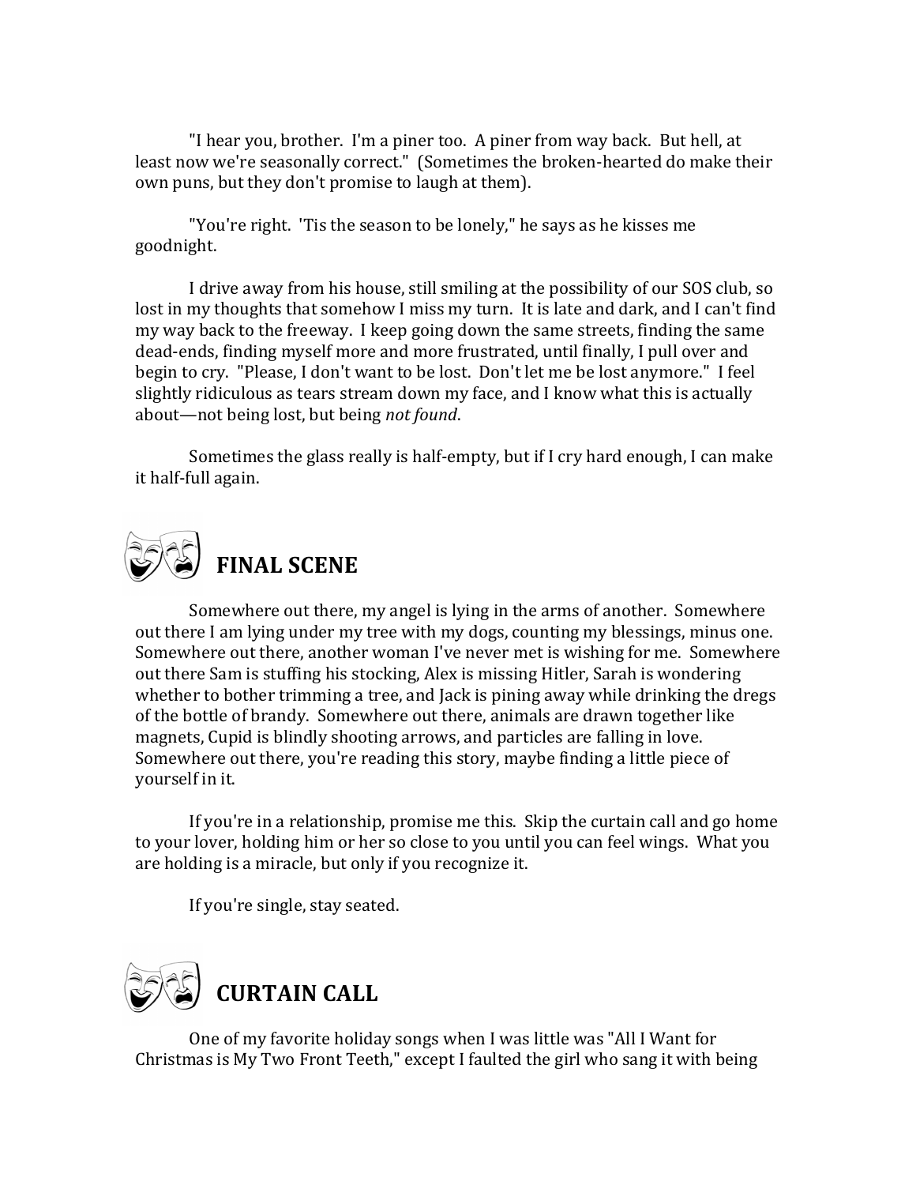"I hear you, brother. I'm a piner too. A piner from way back. But hell, at least now we're seasonally correct." (Sometimes the broken-hearted do make their own puns, but they don't promise to laugh at them).

"You're right. 'Tis the season to be lonely," he says as he kisses me goodnight.

I drive away from his house, still smiling at the possibility of our SOS club, so lost in my thoughts that somehow I miss my turn. It is late and dark, and I can't find my way back to the freeway. I keep going down the same streets, finding the same dead-ends, finding myself more and more frustrated, until finally, I pull over and begin to cry. "Please, I don't want to be lost. Don't let me be lost anymore." I feel slightly ridiculous as tears stream down my face, and I know what this is actually about—not being lost, but being *not found*.

Sometimes the glass really is half-empty, but if I cry hard enough, I can make it half-full again.

## FINAL SCENE

Somewhere out there, my angel is lying in the arms of another. Somewhere out there I am lying under my tree with my dogs, counting my blessings, minus one. Somewhere out there, another woman I've never met is wishing for me. Somewhere out there Sam is stuffing his stocking, Alex is missing Hitler, Sarah is wondering whether to bother trimming a tree, and Jack is pining away while drinking the dregs of the bottle of brandy. Somewhere out there, animals are drawn together like magnets, Cupid is blindly shooting arrows, and particles are falling in love. Somewhere out there, you're reading this story, maybe finding a little piece of yourself in it.

If you're in a relationship, promise me this. Skip the curtain call and go home to your lover, holding him or her so close to you until you can feel wings. What you are holding is a miracle, but only if you recognize it.

If you're single, stay seated.

## CURTAIN CALL

One of my favorite holiday songs when I was little was "All I Want for Christmas is My Two Front Teeth," except I faulted the girl who sang it with being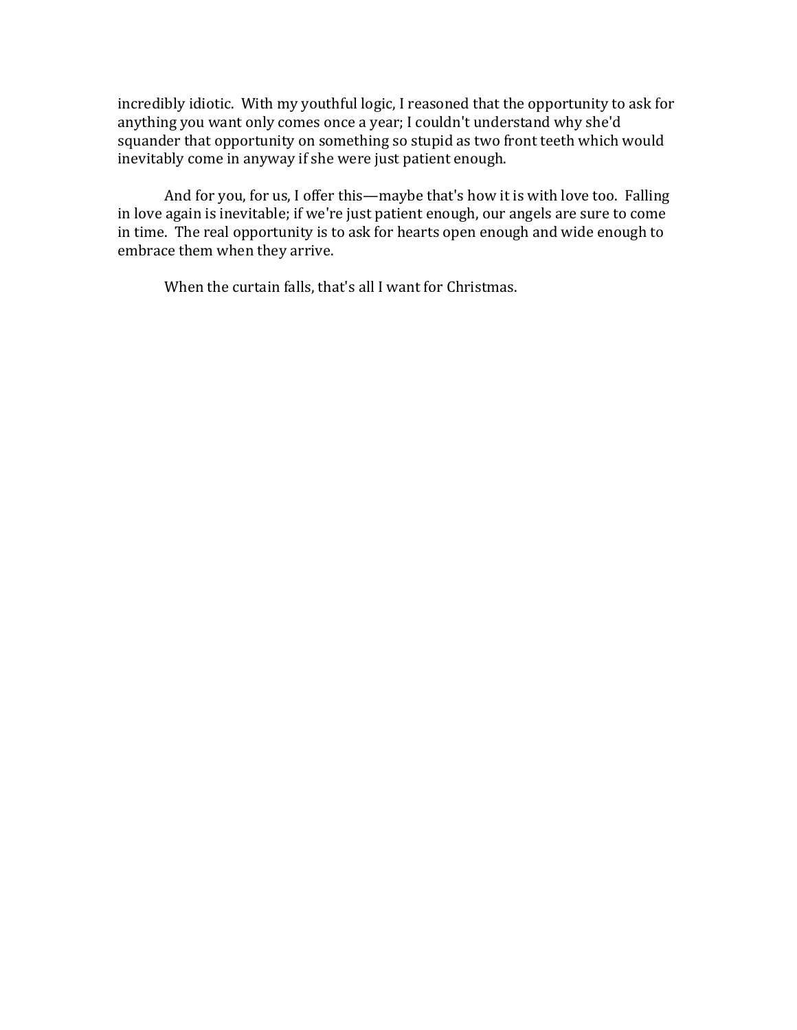incredibly idiotic. With my youthful logic, I reasoned that the opportunity to ask for anything you want only comes once a year; I couldn't understand why she'd squander that opportunity on something so stupid as two front teeth which would inevitably come in anyway if she were just patient enough.

And for you, for us, I offer this—maybe that's how it is with love too. Falling in love again is inevitable; if we're just patient enough, our angels are sure to come in time. The real opportunity is to ask for hearts open enough and wide enough to embrace them when they arrive.

When the curtain falls, that's all I want for Christmas.